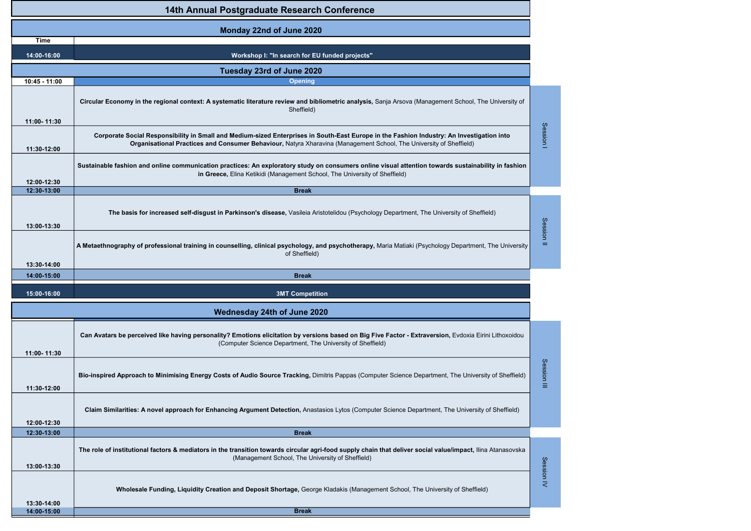# 14th Annual Postgraduate Research Conference

## Monday 22nd of June 2020

| Time | | |
|---|---|---|
| 14:00-16:00 | **Workshop I: "In search for EU funded projects"** | |

## Tuesday 23rd of June 2020

| Time | | Session |
|---|---|---|
| 10:45 - 11:00 | **Opening** | |
| 11:00- 11:30 | **Circular Economy in the regional context: A systematic literature review and bibliometric analysis,** Sanja Arsova (Management School, The University of Sheffield) | Session I |
| 11:30-12:00 | **Corporate Social Responsibility in Small and Medium-sized Enterprises in South-East Europe in the Fashion Industry: An Investigation into Organisational Practices and Consumer Behaviour,** Natyra Xharavina (Management School, The University of Sheffield) | Session I |
| 12:00-12:30 | **Sustainable fashion and online communication practices: An exploratory study on consumers online visual attention towards sustainability in fashion in Greece,** Elina Ketikidi (Management School, The University of Sheffield) | Session I |
| 12:30-13:00 | **Break** | |
| 13:00-13:30 | **The basis for increased self-disgust in Parkinson's disease,** Vasileia Aristotelidou (Psychology Department, The University of Sheffield) | Session II |
| 13:30-14:00 | **A Metaethnography of professional training in counselling, clinical psychology, and psychotherapy,** Maria Matiaki (Psychology Department, The University of Sheffield) | Session II |
| 14:00-15:00 | **Break** | |
| 15:00-16:00 | **3MT Competition** | |

## Wednesday 24th of June 2020

| Time | | Session |
|---|---|---|
| 11:00- 11:30 | **Can Avatars be perceived like having personality? Emotions elicitation by versions based on Big Five Factor - Extraversion,** Evdoxia Eirini Lithoxoidou (Computer Science Department, The University of Sheffield) | Session III |
| 11:30-12:00 | **Bio-inspired Approach to Minimising Energy Costs of Audio Source Tracking,** Dimitris Pappas (Computer Science Department, The University of Sheffield) | Session III |
| 12:00-12:30 | **Claim Similarities: A novel approach for Enhancing Argument Detection,** Anastasios Lytos (Computer Science Department, The University of Sheffield) | Session III |
| 12:30-13:00 | **Break** | |
| 13:00-13:30 | **The role of institutional factors & mediators in the transition towards circular agri-food supply chain that deliver social value/impact,** Ilina Atanasovska (Management School, The University of Sheffield) | Session IV |
| 13:30-14:00 | **Wholesale Funding, Liquidity Creation and Deposit Shortage,** George Kladakis (Management School, The University of Sheffield) | Session IV |
| 14:00-15:00 | **Break** | |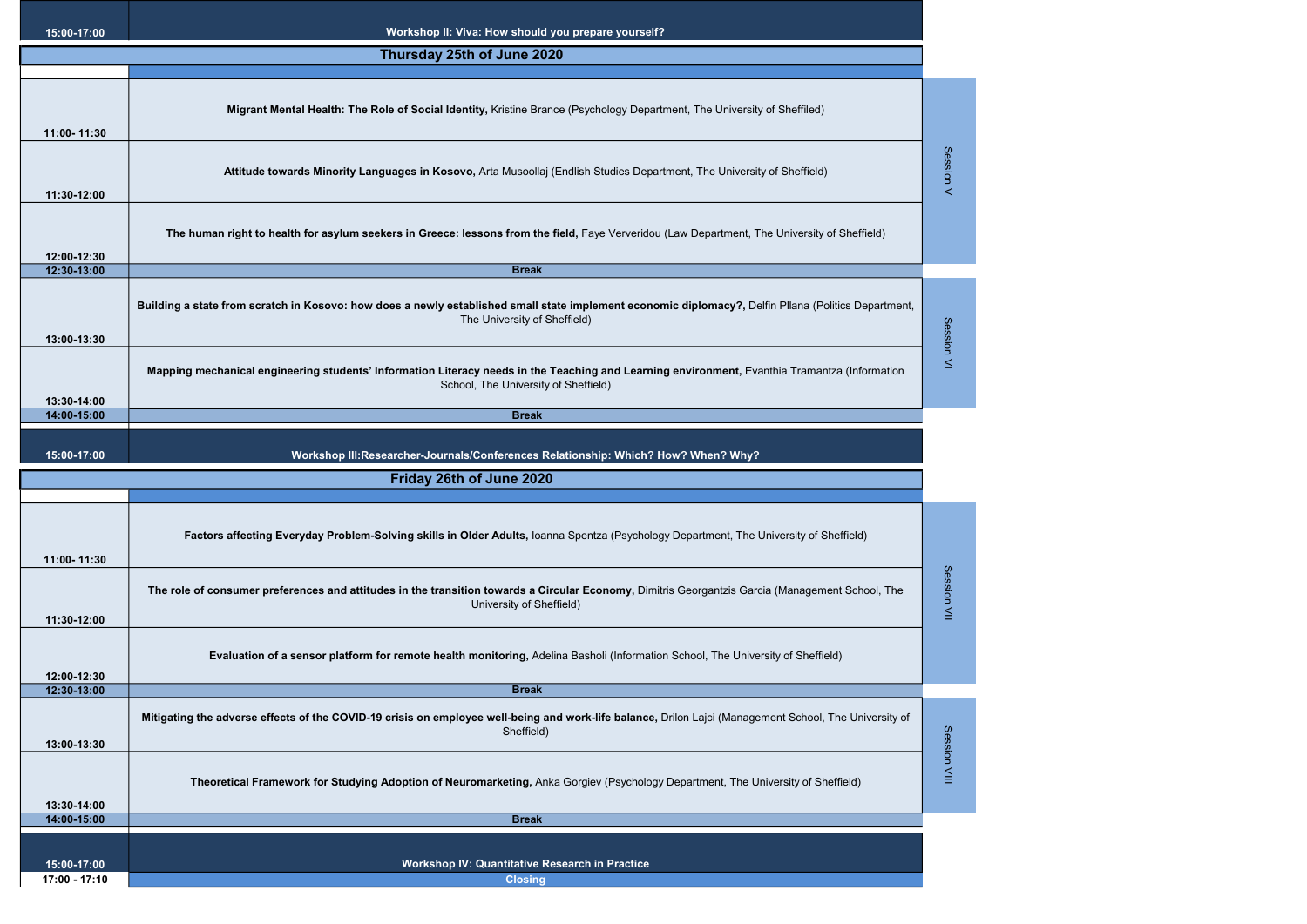| | | |
|---|---|---|
| 15:00-17:00 | **Workshop II: Viva: How should you prepare yourself?** | |

## Thursday 25th of June 2020

| | | |
|---|---|---|
| 11:00- 11:30 | **Migrant Mental Health: The Role of Social Identity,** Kristine Brance (Psychology Department, The University of Sheffiled) | Session V |
| 11:30-12:00 | **Attitude towards Minority Languages in Kosovo,** Arta Musoollaj (Endlish Studies Department, The University of Sheffield) | Session V |
| 12:00-12:30 | **The human right to health for asylum seekers in Greece: lessons from the field,** Faye Ververidou (Law Department, The University of Sheffield) | Session V |
| 12:30-13:00 | **Break** | |
| 13:00-13:30 | **Building a state from scratch in Kosovo: how does a newly established small state implement economic diplomacy?,** Delfin Pllana (Politics Department, The University of Sheffield) | Session VI |
| 13:30-14:00 | **Mapping mechanical engineering students' Information Literacy needs in the Teaching and Learning environment,** Evanthia Tramantza (Information School, The University of Sheffield) | Session VI |
| 14:00-15:00 | **Break** | |
| 15:00-17:00 | **Workshop III:Researcher-Journals/Conferences Relationship: Which? How? When? Why?** | |

## Friday 26th of June 2020

| | | |
|---|---|---|
| 11:00- 11:30 | **Factors affecting Everyday Problem-Solving skills in Older Adults,** Ioanna Spentza (Psychology Department, The University of Sheffield) | Session VII |
| 11:30-12:00 | **The role of consumer preferences and attitudes in the transition towards a Circular Economy,** Dimitris Georgantzis Garcia (Management School, The University of Sheffield) | Session VII |
| 12:00-12:30 | **Evaluation of a sensor platform for remote health monitoring,** Adelina Basholi (Information School, The University of Sheffield) | Session VII |
| 12:30-13:00 | **Break** | |
| 13:00-13:30 | **Mitigating the adverse effects of the COVID-19 crisis on employee well-being and work-life balance,** Drilon Lajci (Management School, The University of Sheffield) | Session VIII |
| 13:30-14:00 | **Theoretical Framework for Studying Adoption of Neuromarketing,** Anka Gorgiev (Psychology Department, The University of Sheffield) | Session VIII |
| 14:00-15:00 | **Break** | |
| 15:00-17:00 | **Workshop IV: Quantitative Research in Practice** | |
| 17:00 - 17:10 | **Closing** | |